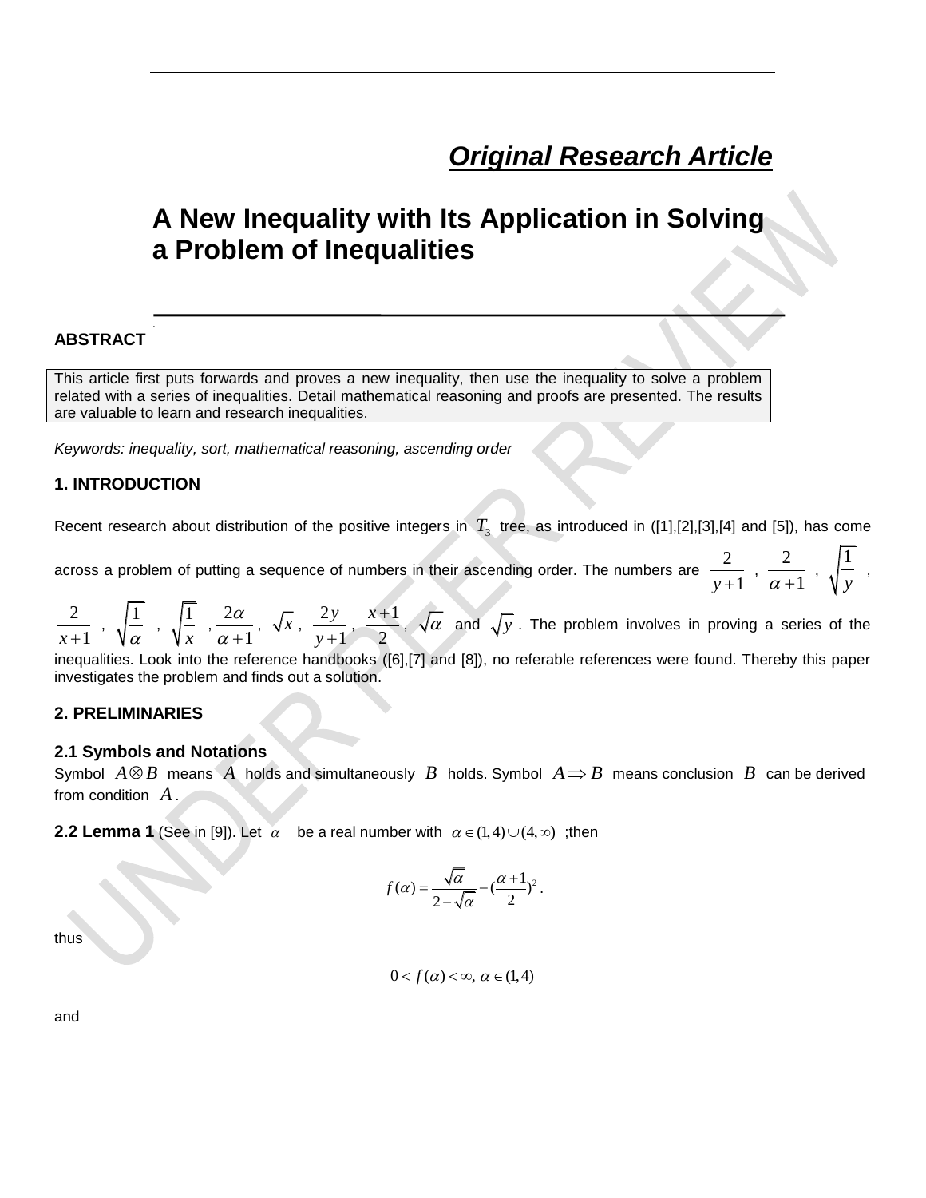## *Original Research Article*

# A New Inequality with Its Application in Solving a Problem of Inequalities

**ABSTRACT**

This article first puts forwards and proves a new inequality, then use the inequality to solve a problem related with a series of inequalities. Detail mathematical reasoning and proofs are presented. The results are valuable to learn and research inequalities.

*Keywords: inequality, sort, mathematical reasoning, ascending order*

### 1. INTRODUCTION

Recent research about distribution of the positive integers in $T_3$ tree, as introduced in ([1],[2],[3],[4] and [5]), has come across a problem of putting a sequence of numbers in their ascending order. The numbers are $\frac{2}{y+1}$ , $\frac{2}{\alpha+1}$ , $\sqrt{\frac{1}{y}}$ , $\frac{2}{x+1}$ , $\sqrt{\frac{1}{\alpha}}$ , $\sqrt{\frac{1}{x}}$ , $\frac{2\alpha}{\alpha+1}$, $\sqrt{x}$ , $\frac{2y}{y+1}$, $\frac{x+1}{2}$, $\sqrt{\alpha}$ and $\sqrt{y}$ . The problem involves in proving a series of the inequalities. Look into the reference handbooks ([6],[7] and [8]), no referable references were found. Thereby this paper investigates the problem and finds out a solution.

### 2. PRELIMINARIES

#### 2.1 Symbols and Notations

Symbol $A \otimes B$ means $A$ holds and simultaneously $B$ holds. Symbol $A \Rightarrow B$ means conclusion $B$ can be derived from condition $A$.

**2.2 Lemma 1** (See in [9]). Let $\alpha$ be a real number with $\alpha \in (1,4) \cup (4,\infty)$ ;then

$$f(\alpha) = \frac{\sqrt{\alpha}}{2-\sqrt{\alpha}} - (\frac{\alpha+1}{2})^2 .$$

thus

$$0 < f(\alpha) < \infty,\ \alpha \in (1,4)$$

and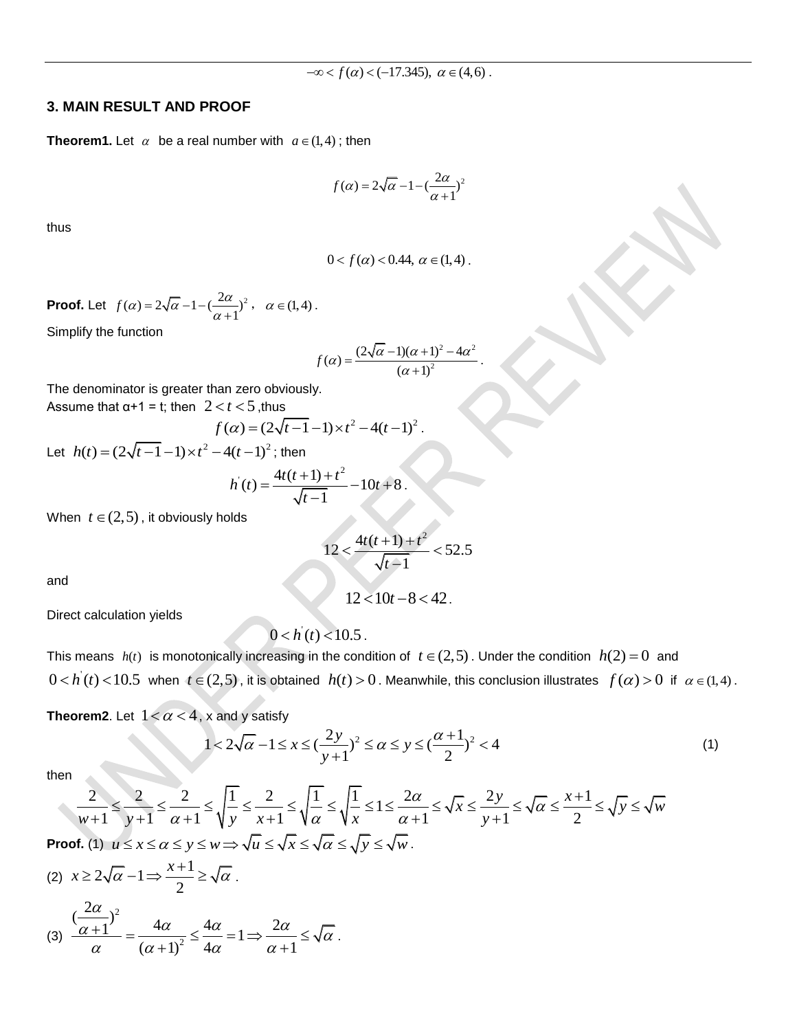$$-\infty < f(\alpha) < (-17.345),\ \alpha \in (4,6)\ .$$

## 3. MAIN RESULT AND PROOF

**Theorem1.** Let $\alpha$ be a real number with $a \in (1,4)$ ; then

$$f(\alpha) = 2\sqrt{\alpha} - 1 - (\frac{2\alpha}{\alpha+1})^2$$

thus

$$0 < f(\alpha) < 0.44,\ \alpha \in (1,4)\ .$$

**Proof.** Let $f(\alpha) = 2\sqrt{\alpha} - 1 - (\frac{2\alpha}{\alpha+1})^2$ , $\alpha \in (1,4)$ .

Simplify the function

$$f(\alpha) = \frac{(2\sqrt{\alpha}-1)(\alpha+1)^2 - 4\alpha^2}{(\alpha+1)^2}\ .$$

The denominator is greater than zero obviously.

Assume that α+1 = t; then $2 < t < 5$ ,thus

$$f(\alpha) = (2\sqrt{t-1}-1) \times t^2 - 4(t-1)^2\ .$$

Let $h(t) = (2\sqrt{t-1}-1) \times t^2 - 4(t-1)^2$ ; then

$$h^{'}(t) = \frac{4t(t+1)+t^2}{\sqrt{t-1}} - 10t + 8\ .$$

When $t \in (2,5)$ , it obviously holds

$$12 < \frac{4t(t+1)+t^2}{\sqrt{t-1}} < 52.5$$

and

$$12 < 10t - 8 < 42\ .$$

Direct calculation yields

$$0 < h^{'}(t) < 10.5\ .$$

This means $h(t)$ is monotonically increasing in the condition of $t \in (2,5)$ . Under the condition $h(2) = 0$ and $0 < h^{'}(t) < 10.5$ when $t \in (2,5)$ , it is obtained $h(t) > 0$ . Meanwhile, this conclusion illustrates $f(\alpha) > 0$ if $\alpha \in (1,4)$ .

**Theorem2**. Let $1 < \alpha < 4$ , x and y satisfy

$$1 < 2\sqrt{\alpha} - 1 \le x \le (\frac{2y}{y+1})^2 \le \alpha \le y \le (\frac{\alpha+1}{2})^2 < 4 \qquad (1)$$

then

$$\frac{2}{w+1} \le \frac{2}{y+1} \le \frac{2}{\alpha+1} \le \sqrt{\frac{1}{y}} \le \frac{2}{x+1} \le \sqrt{\frac{1}{\alpha}} \le \sqrt{\frac{1}{x}} \le 1 \le \frac{2\alpha}{\alpha+1} \le \sqrt{x} \le \frac{2y}{y+1} \le \sqrt{\alpha} \le \frac{x+1}{2} \le \sqrt{y} \le \sqrt{w}$$

**Proof.** (1) $u \le x \le \alpha \le y \le w \Rightarrow \sqrt{u} \le \sqrt{x} \le \sqrt{\alpha} \le \sqrt{y} \le \sqrt{w}$ .

(2) $x \ge 2\sqrt{\alpha} - 1 \Rightarrow \frac{x+1}{2} \ge \sqrt{\alpha}$ .

(3) $\frac{(\frac{2\alpha}{\alpha+1})^2}{\alpha} = \frac{4\alpha}{(\alpha+1)^2} \le \frac{4\alpha}{4\alpha} = 1 \Rightarrow \frac{2\alpha}{\alpha+1} \le \sqrt{\alpha}$ .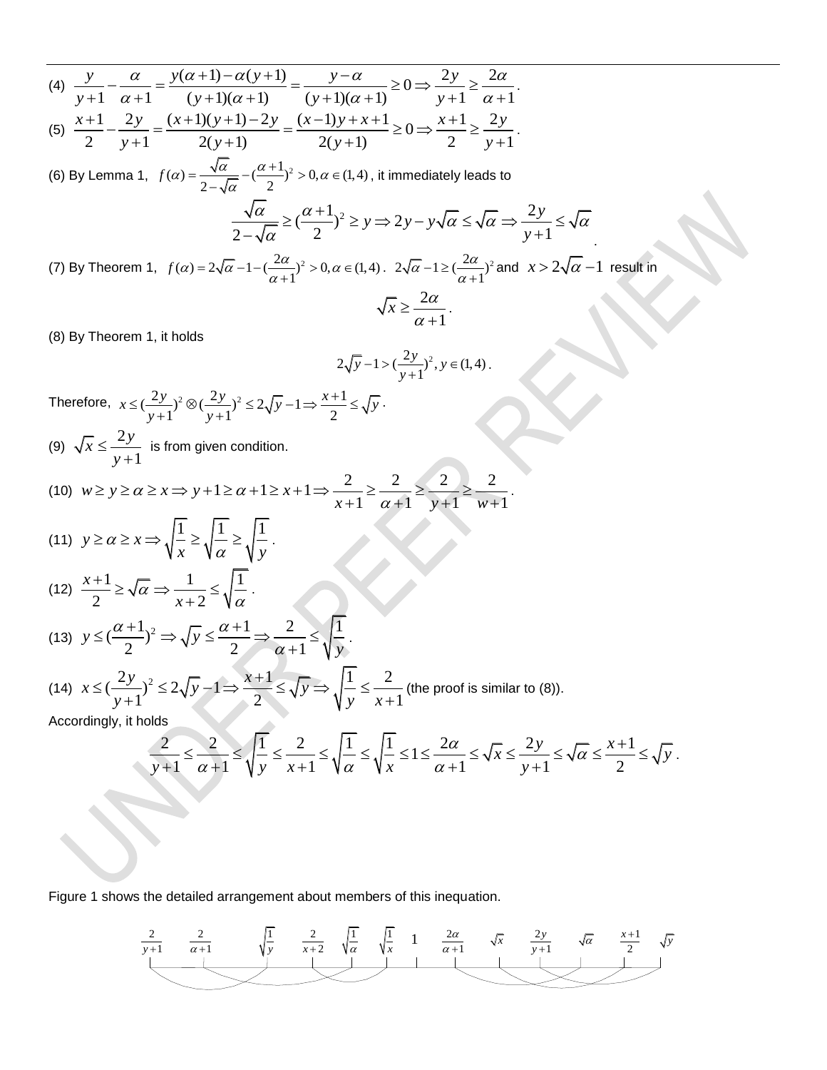(4) $\dfrac{y}{y+1}-\dfrac{\alpha}{\alpha+1}=\dfrac{y(\alpha+1)-\alpha(y+1)}{(y+1)(\alpha+1)}=\dfrac{y-\alpha}{(y+1)(\alpha+1)}\geq 0 \Rightarrow \dfrac{2y}{y+1}\geq\dfrac{2\alpha}{\alpha+1}$.

(5) $\dfrac{x+1}{2}-\dfrac{2y}{y+1}=\dfrac{(x+1)(y+1)-2y}{2(y+1)}=\dfrac{(x-1)y+x+1}{2(y+1)}\geq 0 \Rightarrow \dfrac{x+1}{2}\geq\dfrac{2y}{y+1}$.

(6) By Lemma 1, $f(\alpha)=\dfrac{\sqrt{\alpha}}{2-\sqrt{\alpha}}-(\dfrac{\alpha+1}{2})^2>0, \alpha\in(1,4)$, it immediately leads to

$$\frac{\sqrt{\alpha}}{2-\sqrt{\alpha}}\geq(\frac{\alpha+1}{2})^2\geq y\Rightarrow 2y-y\sqrt{\alpha}\leq\sqrt{\alpha}\Rightarrow\frac{2y}{y+1}\leq\sqrt{\alpha}.$$

(7) By Theorem 1, $f(\alpha)=2\sqrt{\alpha}-1-(\dfrac{2\alpha}{\alpha+1})^2>0, \alpha\in(1,4)$. $2\sqrt{\alpha}-1\geq(\dfrac{2\alpha}{\alpha+1})^2$ and $x>2\sqrt{\alpha}-1$ result in

$$\sqrt{x}\geq\frac{2\alpha}{\alpha+1}.$$

(8) By Theorem 1, it holds

$$2\sqrt{y}-1>(\frac{2y}{y+1})^2, y\in(1,4).$$

Therefore, $x\leq(\dfrac{2y}{y+1})^2\otimes(\dfrac{2y}{y+1})^2\leq 2\sqrt{y}-1\Rightarrow\dfrac{x+1}{2}\leq\sqrt{y}$.

(9) $\sqrt{x}\leq\dfrac{2y}{y+1}$ is from given condition.

(10) $w\geq y\geq\alpha\geq x\Rightarrow y+1\geq\alpha+1\geq x+1\Rightarrow\dfrac{2}{x+1}\geq\dfrac{2}{\alpha+1}\geq\dfrac{2}{y+1}\geq\dfrac{2}{w+1}$.

(11) $y\geq\alpha\geq x\Rightarrow\sqrt{\dfrac{1}{x}}\geq\sqrt{\dfrac{1}{\alpha}}\geq\sqrt{\dfrac{1}{y}}$.

(12) $\dfrac{x+1}{2}\geq\sqrt{\alpha}\Rightarrow\dfrac{1}{x+2}\leq\sqrt{\dfrac{1}{\alpha}}$.

(13) $y\leq(\dfrac{\alpha+1}{2})^2\Rightarrow\sqrt{y}\leq\dfrac{\alpha+1}{2}\Rightarrow\dfrac{2}{\alpha+1}\leq\sqrt{\dfrac{1}{y}}$.

(14) $x\leq(\dfrac{2y}{y+1})^2\leq 2\sqrt{y}-1\Rightarrow\dfrac{x+1}{2}\leq\sqrt{y}\Rightarrow\sqrt{\dfrac{1}{y}}\leq\dfrac{2}{x+1}$ (the proof is similar to (8)).

Accordingly, it holds

$$\frac{2}{y+1}\leq\frac{2}{\alpha+1}\leq\sqrt{\frac{1}{y}}\leq\frac{2}{x+1}\leq\sqrt{\frac{1}{\alpha}}\leq\sqrt{\frac{1}{x}}\leq 1\leq\frac{2\alpha}{\alpha+1}\leq\sqrt{x}\leq\frac{2y}{y+1}\leq\sqrt{\alpha}\leq\frac{x+1}{2}\leq\sqrt{y}.$$

Figure 1 shows the detailed arrangement about members of this inequation.

$\dfrac{2}{y+1}$ $\dfrac{2}{\alpha+1}$ $\sqrt{\dfrac{1}{y}}$ $\dfrac{2}{x+2}$ $\sqrt{\dfrac{1}{\alpha}}$ $\sqrt{\dfrac{1}{x}}$ $1$ $\dfrac{2\alpha}{\alpha+1}$ $\sqrt{x}$ $\dfrac{2y}{y+1}$ $\sqrt{\alpha}$ $\dfrac{x+1}{2}$ $\sqrt{y}$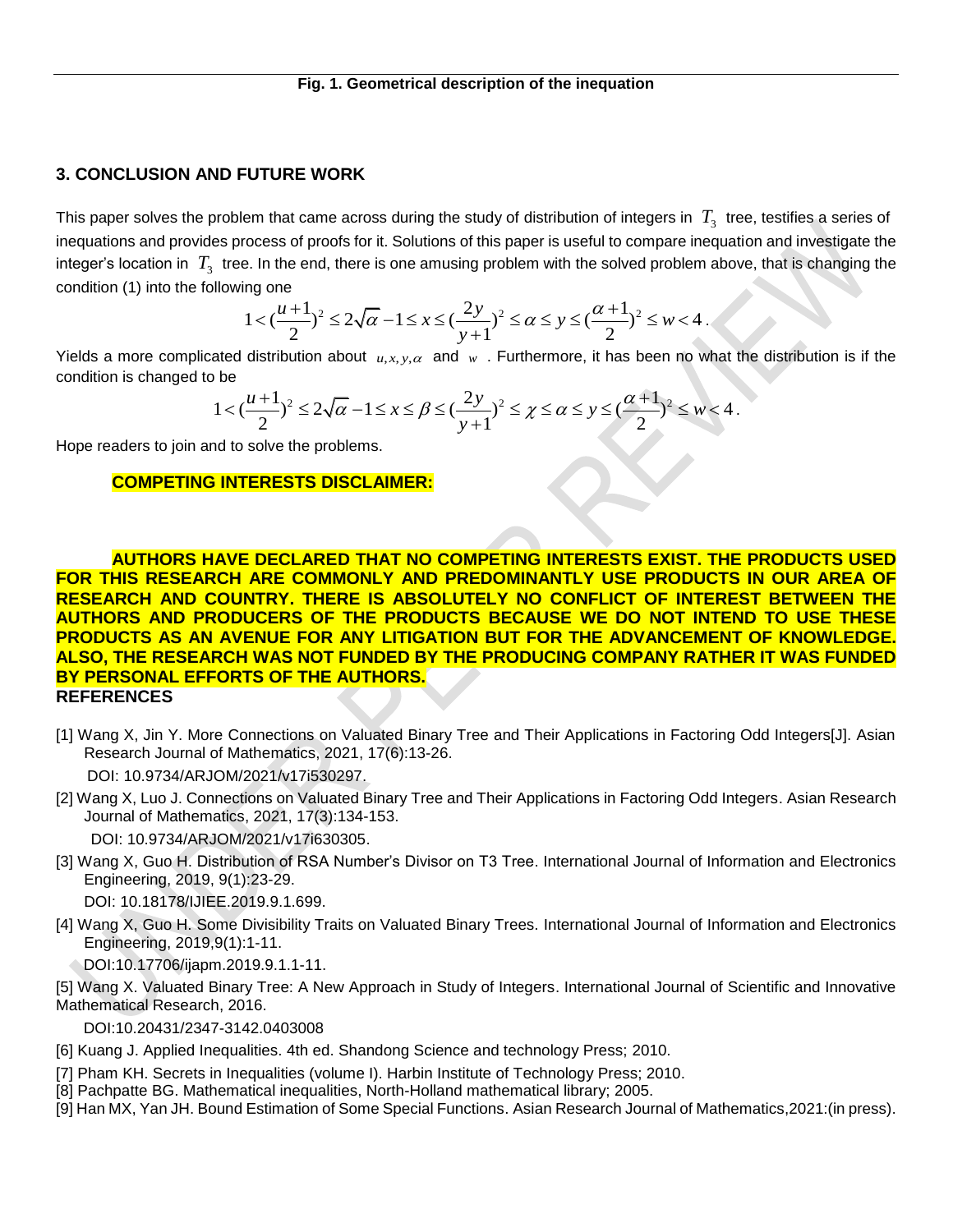**Fig. 1. Geometrical description of the inequation**

## 3. CONCLUSION AND FUTURE WORK

This paper solves the problem that came across during the study of distribution of integers in $T_3$ tree, testifies a series of inequations and provides process of proofs for it. Solutions of this paper is useful to compare inequation and investigate the integer's location in $T_3$ tree. In the end, there is one amusing problem with the solved problem above, that is changing the condition (1) into the following one

$$1<(\frac{u+1}{2})^2 \le 2\sqrt{\alpha}-1 \le x \le (\frac{2y}{y+1})^2 \le \alpha \le y \le (\frac{\alpha+1}{2})^2 \le w < 4 .$$

Yields a more complicated distribution about $u,x,y,\alpha$ and $w$. Furthermore, it has been no what the distribution is if the condition is changed to be

$$1<(\frac{u+1}{2})^2 \le 2\sqrt{\alpha}-1 \le x \le \beta \le (\frac{2y}{y+1})^2 \le \chi \le \alpha \le y \le (\frac{\alpha+1}{2})^2 \le w < 4 .$$

Hope readers to join and to solve the problems.

**COMPETING INTERESTS DISCLAIMER:**

**AUTHORS HAVE DECLARED THAT NO COMPETING INTERESTS EXIST. THE PRODUCTS USED FOR THIS RESEARCH ARE COMMONLY AND PREDOMINANTLY USE PRODUCTS IN OUR AREA OF RESEARCH AND COUNTRY. THERE IS ABSOLUTELY NO CONFLICT OF INTEREST BETWEEN THE AUTHORS AND PRODUCERS OF THE PRODUCTS BECAUSE WE DO NOT INTEND TO USE THESE PRODUCTS AS AN AVENUE FOR ANY LITIGATION BUT FOR THE ADVANCEMENT OF KNOWLEDGE. ALSO, THE RESEARCH WAS NOT FUNDED BY THE PRODUCING COMPANY RATHER IT WAS FUNDED BY PERSONAL EFFORTS OF THE AUTHORS.**

## REFERENCES

[1] Wang X, Jin Y. More Connections on Valuated Binary Tree and Their Applications in Factoring Odd Integers[J]. Asian Research Journal of Mathematics, 2021, 17(6):13-26.
DOI: 10.9734/ARJOM/2021/v17i530297.

[2] Wang X, Luo J. Connections on Valuated Binary Tree and Their Applications in Factoring Odd Integers. Asian Research Journal of Mathematics, 2021, 17(3):134-153.
DOI: 10.9734/ARJOM/2021/v17i630305.

[3] Wang X, Guo H. Distribution of RSA Number's Divisor on T3 Tree. International Journal of Information and Electronics Engineering, 2019, 9(1):23-29.
DOI: 10.18178/IJIEE.2019.9.1.699.

[4] Wang X, Guo H. Some Divisibility Traits on Valuated Binary Trees. International Journal of Information and Electronics Engineering, 2019,9(1):1-11.
DOI:10.17706/ijapm.2019.9.1.1-11.

[5] Wang X. Valuated Binary Tree: A New Approach in Study of Integers. International Journal of Scientific and Innovative Mathematical Research, 2016.
DOI:10.20431/2347-3142.0403008

[6] Kuang J. Applied Inequalities. 4th ed. Shandong Science and technology Press; 2010.

[7] Pham KH. Secrets in Inequalities (volume I). Harbin Institute of Technology Press; 2010.

[8] Pachpatte BG. Mathematical inequalities, North-Holland mathematical library; 2005.

[9] Han MX, Yan JH. Bound Estimation of Some Special Functions. Asian Research Journal of Mathematics,2021:(in press).